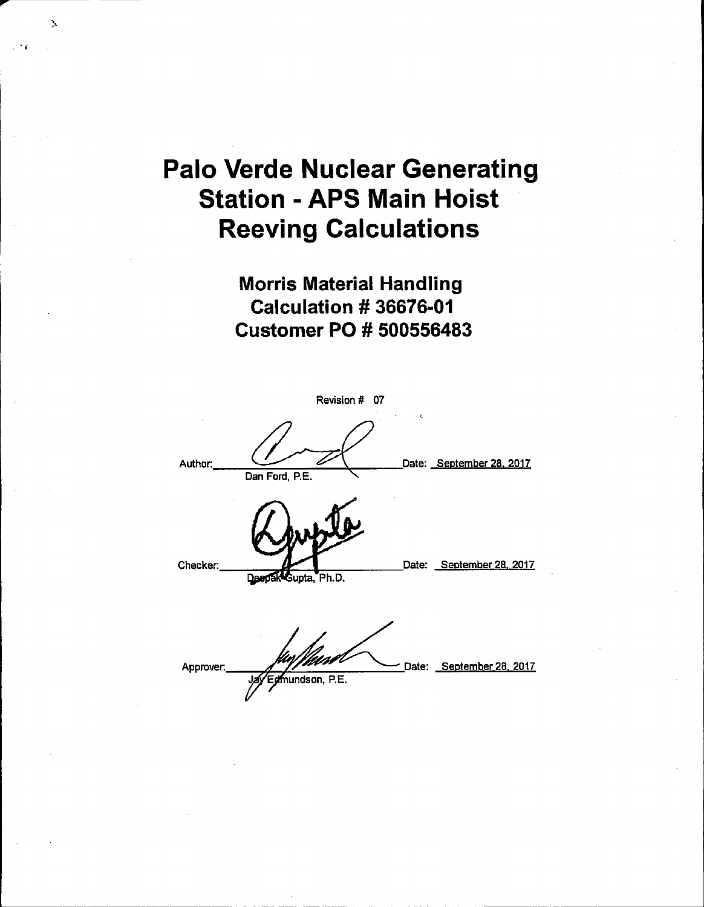# Palo Verde Nuclear Generating Station - APS Main Hoist Reeving Calculations

## Morris Material Handling
## Calculation # 36676-01
## Customer PO # 500556483

Revision # 07

Author: ______________________ Date: September 28, 2017
Dan Ford, P.E.

Checker: ______________________ Date: September 28, 2017
Deepak Gupta, Ph.D.

Approver: ______________________ Date: September 28, 2017
Jay Edmundson, P.E.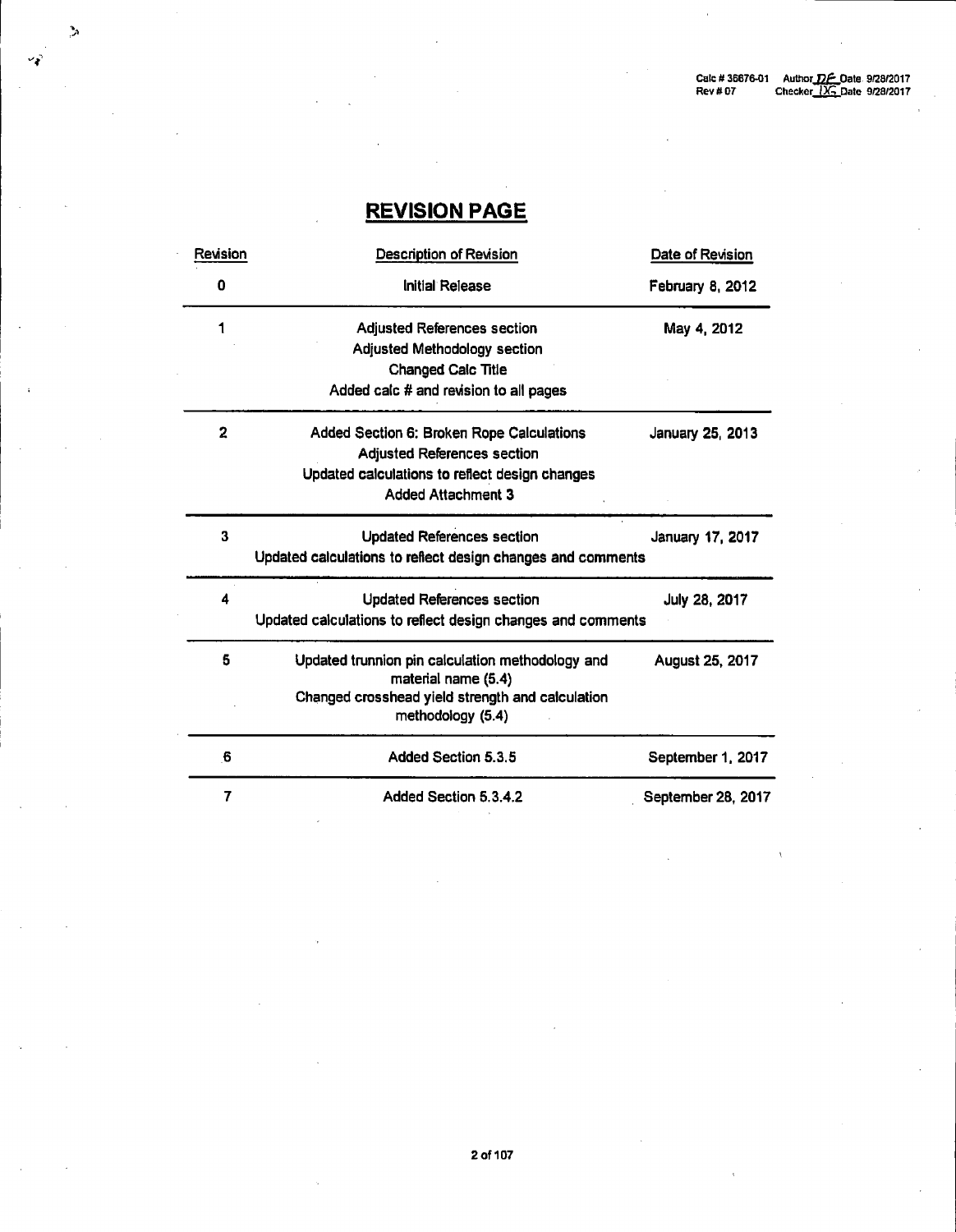## REVISION PAGE

| Revision | Description of Revision | Date of Revision |
|---|---|---|
| 0 | Initial Release | February 8, 2012 |
| 1 | Adjusted References section<br>Adjusted Methodology section<br>Changed Calc Title<br>Added calc # and revision to all pages | May 4, 2012 |
| 2 | Added Section 6: Broken Rope Calculations<br>Adjusted References section<br>Updated calculations to reflect design changes<br>Added Attachment 3 | January 25, 2013 |
| 3 | Updated References section<br>Updated calculations to reflect design changes and comments | January 17, 2017 |
| 4 | Updated References section<br>Updated calculations to reflect design changes and comments | July 28, 2017 |
| 5 | Updated trunnion pin calculation methodology and material name (5.4)<br>Changed crosshead yield strength and calculation methodology (5.4) | August 25, 2017 |
| 6 | Added Section 5.3.5 | September 1, 2017 |
| 7 | Added Section 5.3.4.2 | September 28, 2017 |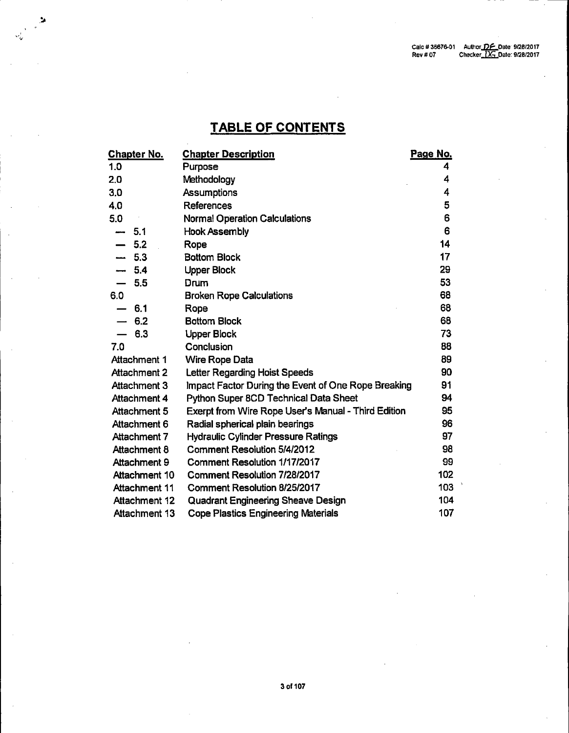# TABLE OF CONTENTS

| Chapter No. | Chapter Description | Page No. |
|---|---|---|
| 1.0 | Purpose | 4 |
| 2.0 | Methodology | 4 |
| 3.0 | Assumptions | 4 |
| 4.0 | References | 5 |
| 5.0 | Normal Operation Calculations | 6 |
| — 5.1 | Hook Assembly | 6 |
| — 5.2 | Rope | 14 |
| — 5.3 | Bottom Block | 17 |
| — 5.4 | Upper Block | 29 |
| — 5.5 | Drum | 53 |
| 6.0 | Broken Rope Calculations | 68 |
| — 6.1 | Rope | 68 |
| — 6.2 | Bottom Block | 68 |
| — 6.3 | Upper Block | 73 |
| 7.0 | Conclusion | 88 |
| Attachment 1 | Wire Rope Data | 89 |
| Attachment 2 | Letter Regarding Hoist Speeds | 90 |
| Attachment 3 | Impact Factor During the Event of One Rope Breaking | 91 |
| Attachment 4 | Python Super 8CD Technical Data Sheet | 94 |
| Attachment 5 | Exerpt from Wire Rope User's Manual - Third Edition | 95 |
| Attachment 6 | Radial spherical plain bearings | 96 |
| Attachment 7 | Hydraulic Cylinder Pressure Ratings | 97 |
| Attachment 8 | Comment Resolution 5/4/2012 | 98 |
| Attachment 9 | Comment Resolution 1/17/2017 | 99 |
| Attachment 10 | Comment Resolution 7/28/2017 | 102 |
| Attachment 11 | Comment Resolution 8/25/2017 | 103 |
| Attachment 12 | Quadrant Engineering Sheave Design | 104 |
| Attachment 13 | Cope Plastics Engineering Materials | 107 |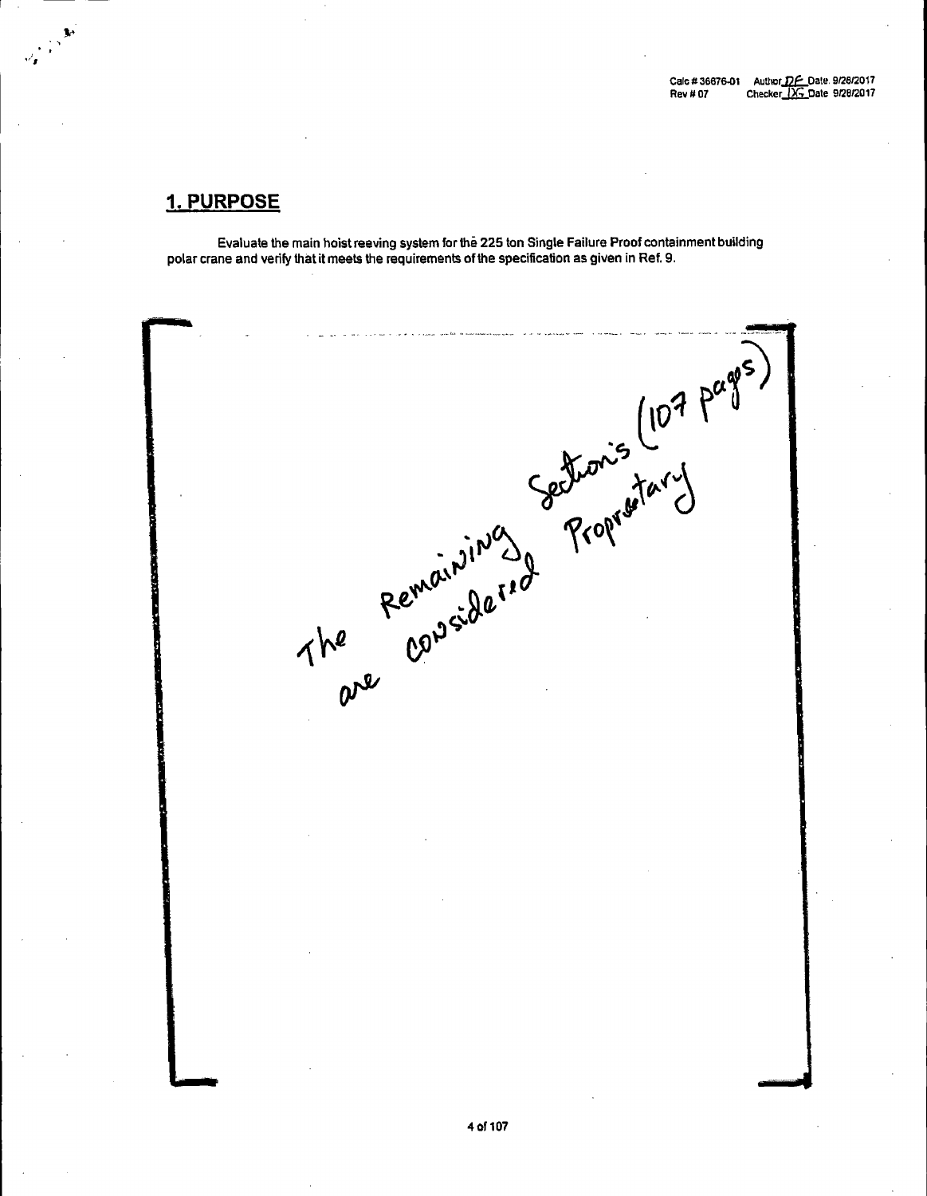Calc # 36676-01 Author DF Date 9/26/2017
Rev # 07 Checker DG Date 9/28/2017

## 1. PURPOSE

Evaluate the main hoist reeving system for the 225 ton Single Failure Proof containment building polar crane and verify that it meets the requirements of the specification as given in Ref. 9.

[

The Remaining Sections (107 pages) are considered Proprietary

]